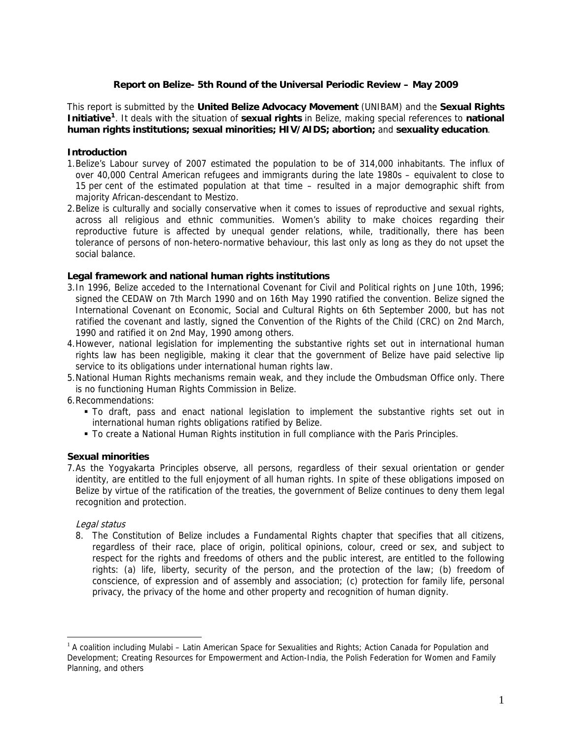# Report on Belize- 5th Round of the Universal Periodic Review – May 2009

This report is submitted by the **United Belize Advocacy Movement** (UNIBAM) and the **Sexual Rights Initiative**[1]. It deals with the situation of **sexual rights** in Belize, making special references to **national human rights institutions; sexual minorities; HIV/AIDS; abortion;** and **sexuality education**.

## Introduction

1. Belize's Labour survey of 2007 estimated the population to be of 314,000 inhabitants. The influx of over 40,000 Central American refugees and immigrants during the late 1980s – equivalent to close to 15 per cent of the estimated population at that time – resulted in a major demographic shift from majority African-descendant to Mestizo.
2. Belize is culturally and socially conservative when it comes to issues of reproductive and sexual rights, across all religious and ethnic communities. Women's ability to make choices regarding their reproductive future is affected by unequal gender relations, while, traditionally, there has been tolerance of persons of non-hetero-normative behaviour, this last only as long as they do not upset the social balance.

## Legal framework and national human rights institutions

3. In 1996, Belize acceded to the International Covenant for Civil and Political rights on June 10th, 1996; signed the CEDAW on 7th March 1990 and on 16th May 1990 ratified the convention. Belize signed the International Covenant on Economic, Social and Cultural Rights on 6th September 2000, but has not ratified the covenant and lastly, signed the Convention of the Rights of the Child (CRC) on 2nd March, 1990 and ratified it on 2nd May, 1990 among others.
4. However, national legislation for implementing the substantive rights set out in international human rights law has been negligible, making it clear that the government of Belize have paid selective lip service to its obligations under international human rights law.
5. National Human Rights mechanisms remain weak, and they include the Ombudsman Office only. There is no functioning Human Rights Commission in Belize.
6. Recommendations:
   - To draft, pass and enact national legislation to implement the substantive rights set out in international human rights obligations ratified by Belize.
   - To create a National Human Rights institution in full compliance with the Paris Principles.

## Sexual minorities

7. As the Yogyakarta Principles observe, all persons, regardless of their sexual orientation or gender identity, are entitled to the full enjoyment of all human rights. In spite of these obligations imposed on Belize by virtue of the ratification of the treaties, the government of Belize continues to deny them legal recognition and protection.

*Legal status*

8. The Constitution of Belize includes a Fundamental Rights chapter that specifies that all citizens, regardless of their race, place of origin, political opinions, colour, creed or sex, and subject to respect for the rights and freedoms of others and the public interest, are entitled to the following rights: (a) life, liberty, security of the person, and the protection of the law; (b) freedom of conscience, of expression and of assembly and association; (c) protection for family life, personal privacy, the privacy of the home and other property and recognition of human dignity.

---

[1] A coalition including Mulabi – Latin American Space for Sexualities and Rights; Action Canada for Population and Development; Creating Resources for Empowerment and Action-India, the Polish Federation for Women and Family Planning, and others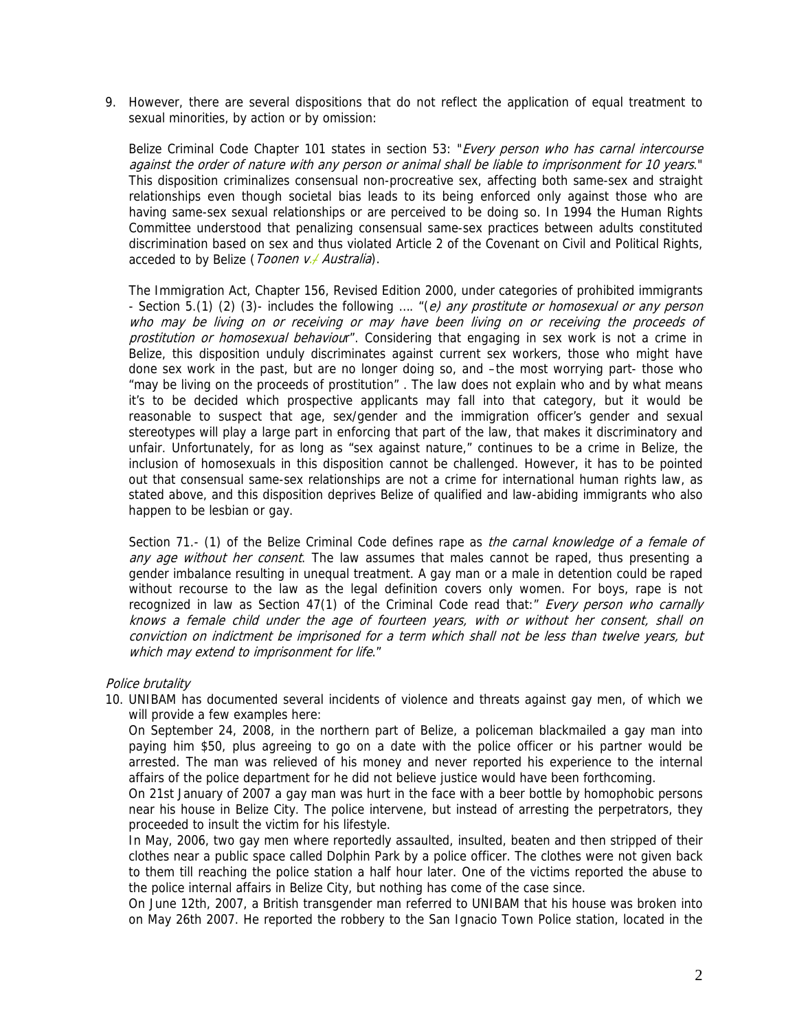9. However, there are several dispositions that do not reflect the application of equal treatment to sexual minorities, by action or by omission:

   Belize Criminal Code Chapter 101 states in section 53: "*Every person who has carnal intercourse against the order of nature with any person or animal shall be liable to imprisonment for 10 years*." This disposition criminalizes consensual non-procreative sex, affecting both same-sex and straight relationships even though societal bias leads to its being enforced only against those who are having same-sex sexual relationships or are perceived to be doing so. In 1994 the Human Rights Committee understood that penalizing consensual same-sex practices between adults constituted discrimination based on sex and thus violated Article 2 of the Covenant on Civil and Political Rights, acceded to by Belize (*Toonen v. Australia*).

   The Immigration Act, Chapter 156, Revised Edition 2000, under categories of prohibited immigrants - Section 5.(1) (2) (3)- includes the following …. "*(e) any prostitute or homosexual or any person who may be living on or receiving or may have been living on or receiving the proceeds of prostitution or homosexual behaviour*". Considering that engaging in sex work is not a crime in Belize, this disposition unduly discriminates against current sex workers, those who might have done sex work in the past, but are no longer doing so, and –the most worrying part- those who "may be living on the proceeds of prostitution" . The law does not explain who and by what means it's to be decided which prospective applicants may fall into that category, but it would be reasonable to suspect that age, sex/gender and the immigration officer's gender and sexual stereotypes will play a large part in enforcing that part of the law, that makes it discriminatory and unfair. Unfortunately, for as long as "sex against nature," continues to be a crime in Belize, the inclusion of homosexuals in this disposition cannot be challenged. However, it has to be pointed out that consensual same-sex relationships are not a crime for international human rights law, as stated above, and this disposition deprives Belize of qualified and law-abiding immigrants who also happen to be lesbian or gay.

   Section 71.- (1) of the Belize Criminal Code defines rape as *the carnal knowledge of a female of any age without her consent*. The law assumes that males cannot be raped, thus presenting a gender imbalance resulting in unequal treatment. A gay man or a male in detention could be raped without recourse to the law as the legal definition covers only women. For boys, rape is not recognized in law as Section 47(1) of the Criminal Code read that:" *Every person who carnally knows a female child under the age of fourteen years, with or without her consent, shall on conviction on indictment be imprisoned for a term which shall not be less than twelve years, but which may extend to imprisonment for life*."

*Police brutality*

10. UNIBAM has documented several incidents of violence and threats against gay men, of which we will provide a few examples here:

    On September 24, 2008, in the northern part of Belize, a policeman blackmailed a gay man into paying him $50, plus agreeing to go on a date with the police officer or his partner would be arrested. The man was relieved of his money and never reported his experience to the internal affairs of the police department for he did not believe justice would have been forthcoming.

    On 21st January of 2007 a gay man was hurt in the face with a beer bottle by homophobic persons near his house in Belize City. The police intervene, but instead of arresting the perpetrators, they proceeded to insult the victim for his lifestyle.

    In May, 2006, two gay men where reportedly assaulted, insulted, beaten and then stripped of their clothes near a public space called Dolphin Park by a police officer. The clothes were not given back to them till reaching the police station a half hour later. One of the victims reported the abuse to the police internal affairs in Belize City, but nothing has come of the case since.

    On June 12th, 2007, a British transgender man referred to UNIBAM that his house was broken into on May 26th 2007. He reported the robbery to the San Ignacio Town Police station, located in the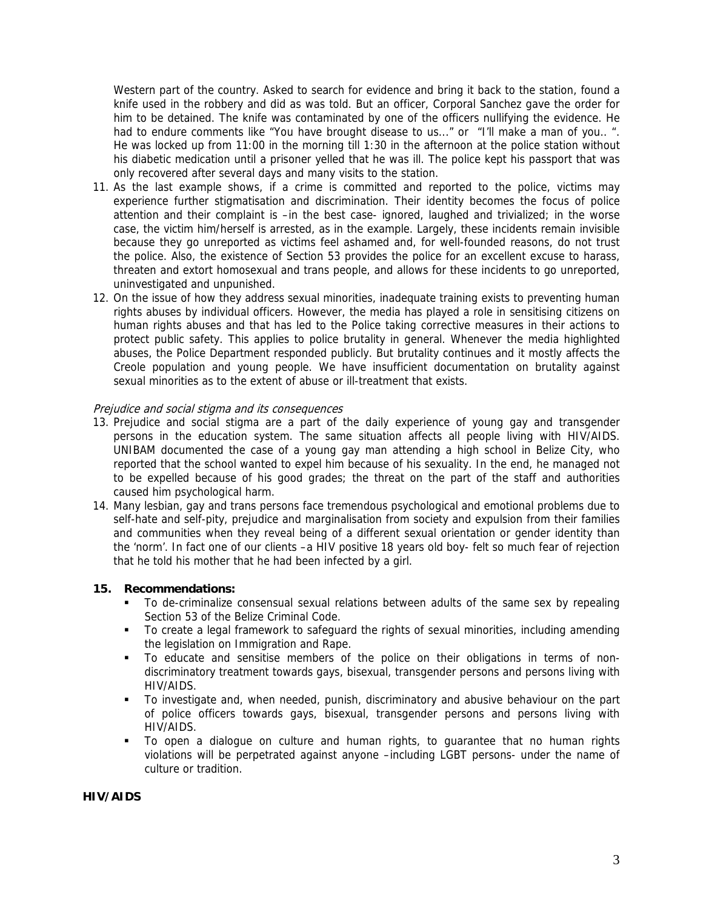Western part of the country. Asked to search for evidence and bring it back to the station, found a knife used in the robbery and did as was told. But an officer, Corporal Sanchez gave the order for him to be detained. The knife was contaminated by one of the officers nullifying the evidence. He had to endure comments like "You have brought disease to us..." or "I'll make a man of you.. ". He was locked up from 11:00 in the morning till 1:30 in the afternoon at the police station without his diabetic medication until a prisoner yelled that he was ill. The police kept his passport that was only recovered after several days and many visits to the station.

11. As the last example shows, if a crime is committed and reported to the police, victims may experience further stigmatisation and discrimination. Their identity becomes the focus of police attention and their complaint is –in the best case- ignored, laughed and trivialized; in the worse case, the victim him/herself is arrested, as in the example. Largely, these incidents remain invisible because they go unreported as victims feel ashamed and, for well-founded reasons, do not trust the police. Also, the existence of Section 53 provides the police for an excellent excuse to harass, threaten and extort homosexual and trans people, and allows for these incidents to go unreported, uninvestigated and unpunished.
12. On the issue of how they address sexual minorities, inadequate training exists to preventing human rights abuses by individual officers. However, the media has played a role in sensitising citizens on human rights abuses and that has led to the Police taking corrective measures in their actions to protect public safety. This applies to police brutality in general. Whenever the media highlighted abuses, the Police Department responded publicly. But brutality continues and it mostly affects the Creole population and young people. We have insufficient documentation on brutality against sexual minorities as to the extent of abuse or ill-treatment that exists.

*Prejudice and social stigma and its consequences*

13. Prejudice and social stigma are a part of the daily experience of young gay and transgender persons in the education system. The same situation affects all people living with HIV/AIDS. UNIBAM documented the case of a young gay man attending a high school in Belize City, who reported that the school wanted to expel him because of his sexuality. In the end, he managed not to be expelled because of his good grades; the threat on the part of the staff and authorities caused him psychological harm.
14. Many lesbian, gay and trans persons face tremendous psychological and emotional problems due to self-hate and self-pity, prejudice and marginalisation from society and expulsion from their families and communities when they reveal being of a different sexual orientation or gender identity than the 'norm'. In fact one of our clients –a HIV positive 18 years old boy- felt so much fear of rejection that he told his mother that he had been infected by a girl.

**15. Recommendations:**

- To de-criminalize consensual sexual relations between adults of the same sex by repealing Section 53 of the Belize Criminal Code.
- To create a legal framework to safeguard the rights of sexual minorities, including amending the legislation on Immigration and Rape.
- To educate and sensitise members of the police on their obligations in terms of non-discriminatory treatment towards gays, bisexual, transgender persons and persons living with HIV/AIDS.
- To investigate and, when needed, punish, discriminatory and abusive behaviour on the part of police officers towards gays, bisexual, transgender persons and persons living with HIV/AIDS.
- To open a dialogue on culture and human rights, to guarantee that no human rights violations will be perpetrated against anyone –including LGBT persons- under the name of culture or tradition.

**HIV/AIDS**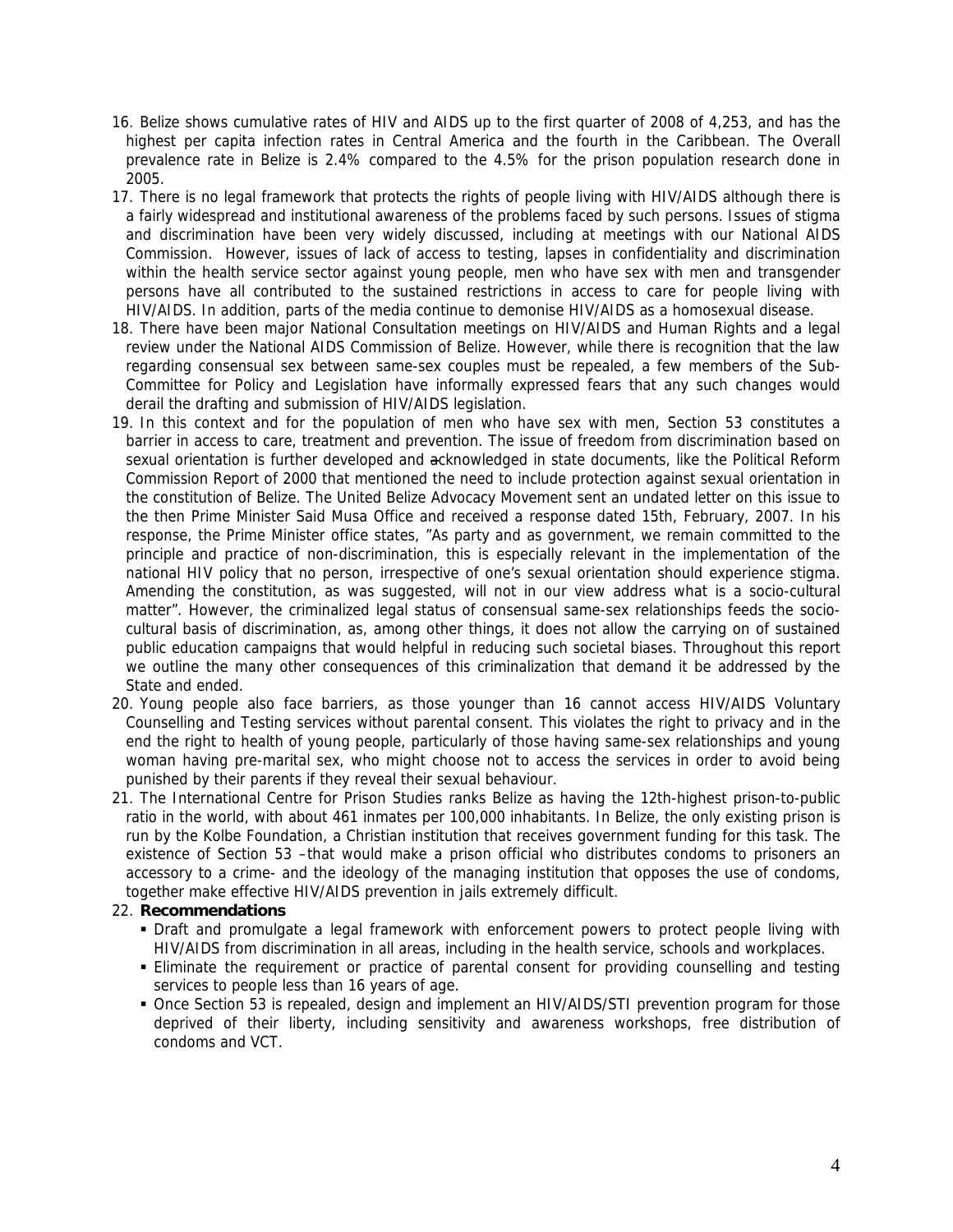16. Belize shows cumulative rates of HIV and AIDS up to the first quarter of 2008 of 4,253, and has the highest per capita infection rates in Central America and the fourth in the Caribbean. The Overall prevalence rate in Belize is 2.4% compared to the 4.5% for the prison population research done in 2005.
17. There is no legal framework that protects the rights of people living with HIV/AIDS although there is a fairly widespread and institutional awareness of the problems faced by such persons. Issues of stigma and discrimination have been very widely discussed, including at meetings with our National AIDS Commission. However, issues of lack of access to testing, lapses in confidentiality and discrimination within the health service sector against young people, men who have sex with men and transgender persons have all contributed to the sustained restrictions in access to care for people living with HIV/AIDS. In addition, parts of the media continue to demonise HIV/AIDS as a homosexual disease.
18. There have been major National Consultation meetings on HIV/AIDS and Human Rights and a legal review under the National AIDS Commission of Belize. However, while there is recognition that the law regarding consensual sex between same-sex couples must be repealed, a few members of the Sub-Committee for Policy and Legislation have informally expressed fears that any such changes would derail the drafting and submission of HIV/AIDS legislation.
19. In this context and for the population of men who have sex with men, Section 53 constitutes a barrier in access to care, treatment and prevention. The issue of freedom from discrimination based on sexual orientation is further developed and ~~a~~cknowledged in state documents, like the Political Reform Commission Report of 2000 that mentioned the need to include protection against sexual orientation in the constitution of Belize. The United Belize Advocacy Movement sent an undated letter on this issue to the then Prime Minister Said Musa Office and received a response dated 15th, February, 2007. In his response, the Prime Minister office states, "As party and as government, we remain committed to the principle and practice of non-discrimination, this is especially relevant in the implementation of the national HIV policy that no person, irrespective of one's sexual orientation should experience stigma. Amending the constitution, as was suggested, will not in our view address what is a socio-cultural matter". However, the criminalized legal status of consensual same-sex relationships feeds the socio-cultural basis of discrimination, as, among other things, it does not allow the carrying on of sustained public education campaigns that would helpful in reducing such societal biases. Throughout this report we outline the many other consequences of this criminalization that demand it be addressed by the State and ended.
20. Young people also face barriers, as those younger than 16 cannot access HIV/AIDS Voluntary Counselling and Testing services without parental consent. This violates the right to privacy and in the end the right to health of young people, particularly of those having same-sex relationships and young woman having pre-marital sex, who might choose not to access the services in order to avoid being punished by their parents if they reveal their sexual behaviour.
21. The International Centre for Prison Studies ranks Belize as having the 12th-highest prison-to-public ratio in the world, with about 461 inmates per 100,000 inhabitants. In Belize, the only existing prison is run by the Kolbe Foundation, a Christian institution that receives government funding for this task. The existence of Section 53 –that would make a prison official who distributes condoms to prisoners an accessory to a crime- and the ideology of the managing institution that opposes the use of condoms, together make effective HIV/AIDS prevention in jails extremely difficult.
22. **Recommendations**
    - Draft and promulgate a legal framework with enforcement powers to protect people living with HIV/AIDS from discrimination in all areas, including in the health service, schools and workplaces.
    - Eliminate the requirement or practice of parental consent for providing counselling and testing services to people less than 16 years of age.
    - Once Section 53 is repealed, design and implement an HIV/AIDS/STI prevention program for those deprived of their liberty, including sensitivity and awareness workshops, free distribution of condoms and VCT.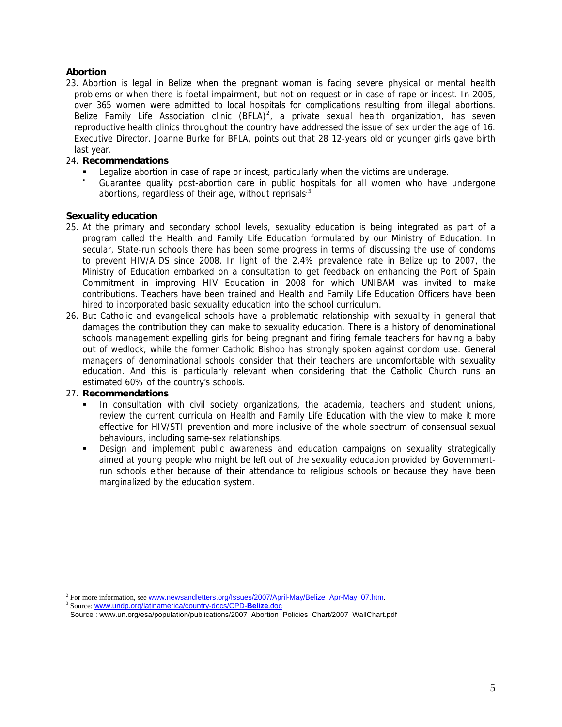**Abortion**

23. Abortion is legal in Belize when the pregnant woman is facing severe physical or mental health problems or when there is foetal impairment, but not on request or in case of rape or incest. In 2005, over 365 women were admitted to local hospitals for complications resulting from illegal abortions. Belize Family Life Association clinic (BFLA)[2], a private sexual health organization, has seven reproductive health clinics throughout the country have addressed the issue of sex under the age of 16. Executive Director, Joanne Burke for BFLA, points out that 28 12-years old or younger girls gave birth last year.

24. **Recommendations**
    - Legalize abortion in case of rape or incest, particularly when the victims are underage.
    - Guarantee quality post-abortion care in public hospitals for all women who have undergone abortions, regardless of their age, without reprisals.[3]

**Sexuality education**

25. At the primary and secondary school levels, sexuality education is being integrated as part of a program called the Health and Family Life Education formulated by our Ministry of Education. In secular, State-run schools there has been some progress in terms of discussing the use of condoms to prevent HIV/AIDS since 2008. In light of the 2.4% prevalence rate in Belize up to 2007, the Ministry of Education embarked on a consultation to get feedback on enhancing the Port of Spain Commitment in improving HIV Education in 2008 for which UNIBAM was invited to make contributions. Teachers have been trained and Health and Family Life Education Officers have been hired to incorporated basic sexuality education into the school curriculum.

26. But Catholic and evangelical schools have a problematic relationship with sexuality in general that damages the contribution they can make to sexuality education. There is a history of denominational schools management expelling girls for being pregnant and firing female teachers for having a baby out of wedlock, while the former Catholic Bishop has strongly spoken against condom use. General managers of denominational schools consider that their teachers are uncomfortable with sexuality education. And this is particularly relevant when considering that the Catholic Church runs an estimated 60% of the country's schools.

27. **Recommendations**
    - In consultation with civil society organizations, the academia, teachers and student unions, review the current curricula on Health and Family Life Education with the view to make it more effective for HIV/STI prevention and more inclusive of the whole spectrum of consensual sexual behaviours, including same-sex relationships.
    - Design and implement public awareness and education campaigns on sexuality strategically aimed at young people who might be left out of the sexuality education provided by Government-run schools either because of their attendance to religious schools or because they have been marginalized by the education system.

---

[2] For more information, see www.newsandletters.org/Issues/2007/April-May/Belize_Apr-May_07.htm.

[3] Source: www.undp.org/latinamerica/country-docs/CPD-**Belize**.doc

Source : www.un.org/esa/population/publications/2007_Abortion_Policies_Chart/2007_WallChart.pdf